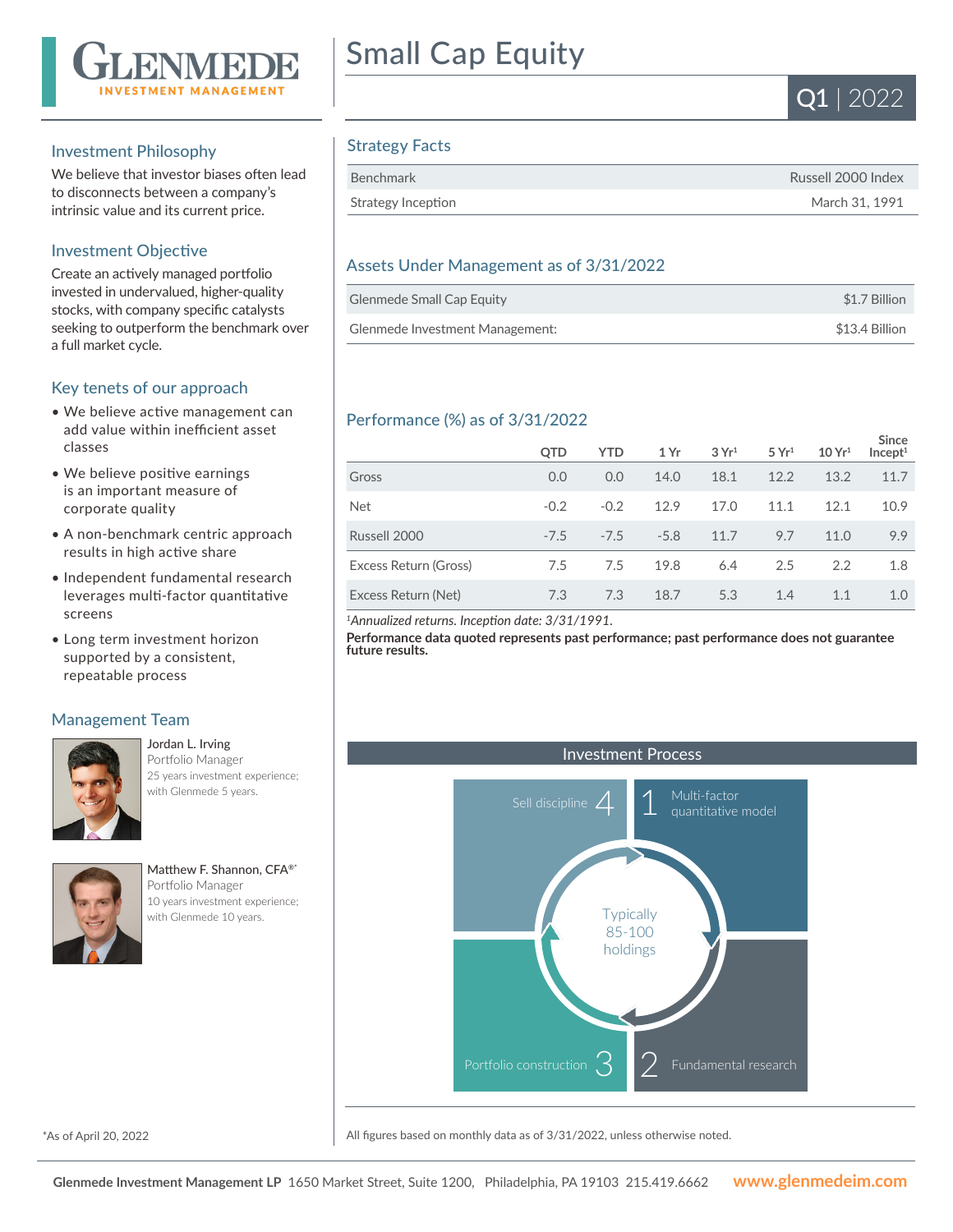# Small Cap Equity

**Q1** | 2022

## Investment Philosophy

We believe that investor biases often lead to disconnects between a company's intrinsic value and its current price.

## Investment Objective

Create an actively managed portfolio invested in undervalued, higher-quality stocks, with company specific catalysts seeking to outperform the benchmark over a full market cycle.

## Key tenets of our approach

- We believe active management can add value within inefficient asset classes
- We believe positive earnings is an important measure of corporate quality
- A non-benchmark centric approach results in high active share
- Independent fundamental research leverages multi-factor quantitative screens
- Long term investment horizon supported by a consistent, repeatable process

## Management Team

**Jordan L. Irving**
Portfolio Manager
25 years investment experience; with Glenmede 5 years.

**Matthew F. Shannon, CFA®***
Portfolio Manager
10 years investment experience; with Glenmede 10 years.

*As of April 20, 2022

## Strategy Facts

| | |
|---|---|
| Benchmark | Russell 2000 Index |
| Strategy Inception | March 31, 1991 |

## Assets Under Management as of 3/31/2022

| | |
|---|---|
| Glenmede Small Cap Equity | $1.7 Billion |
| Glenmede Investment Management: | $13.4 Billion |

## Performance (%) as of 3/31/2022

| | QTD | YTD | 1 Yr | 3 Yr[1] | 5 Yr[1] | 10 Yr[1] | Since Incept[1] |
|---|---|---|---|---|---|---|---|
| Gross | 0.0 | 0.0 | 14.0 | 18.1 | 12.2 | 13.2 | 11.7 |
| Net | -0.2 | -0.2 | 12.9 | 17.0 | 11.1 | 12.1 | 10.9 |
| Russell 2000 | -7.5 | -7.5 | -5.8 | 11.7 | 9.7 | 11.0 | 9.9 |
| Excess Return (Gross) | 7.5 | 7.5 | 19.8 | 6.4 | 2.5 | 2.2 | 1.8 |
| Excess Return (Net) | 7.3 | 7.3 | 18.7 | 5.3 | 1.4 | 1.1 | 1.0 |

[1]*Annualized returns. Inception date: 3/31/1991.*

**Performance data quoted represents past performance; past performance does not guarantee future results.**

## Investment Process

1. Multi-factor quantitative model
2. Fundamental research
3. Portfolio construction
4. Sell discipline

Typically 85-100 holdings

All figures based on monthly data as of 3/31/2022, unless otherwise noted.

**Glenmede Investment Management LP** 1650 Market Street, Suite 1200, Philadelphia, PA 19103 215.419.6662 **www.glenmedeim.com**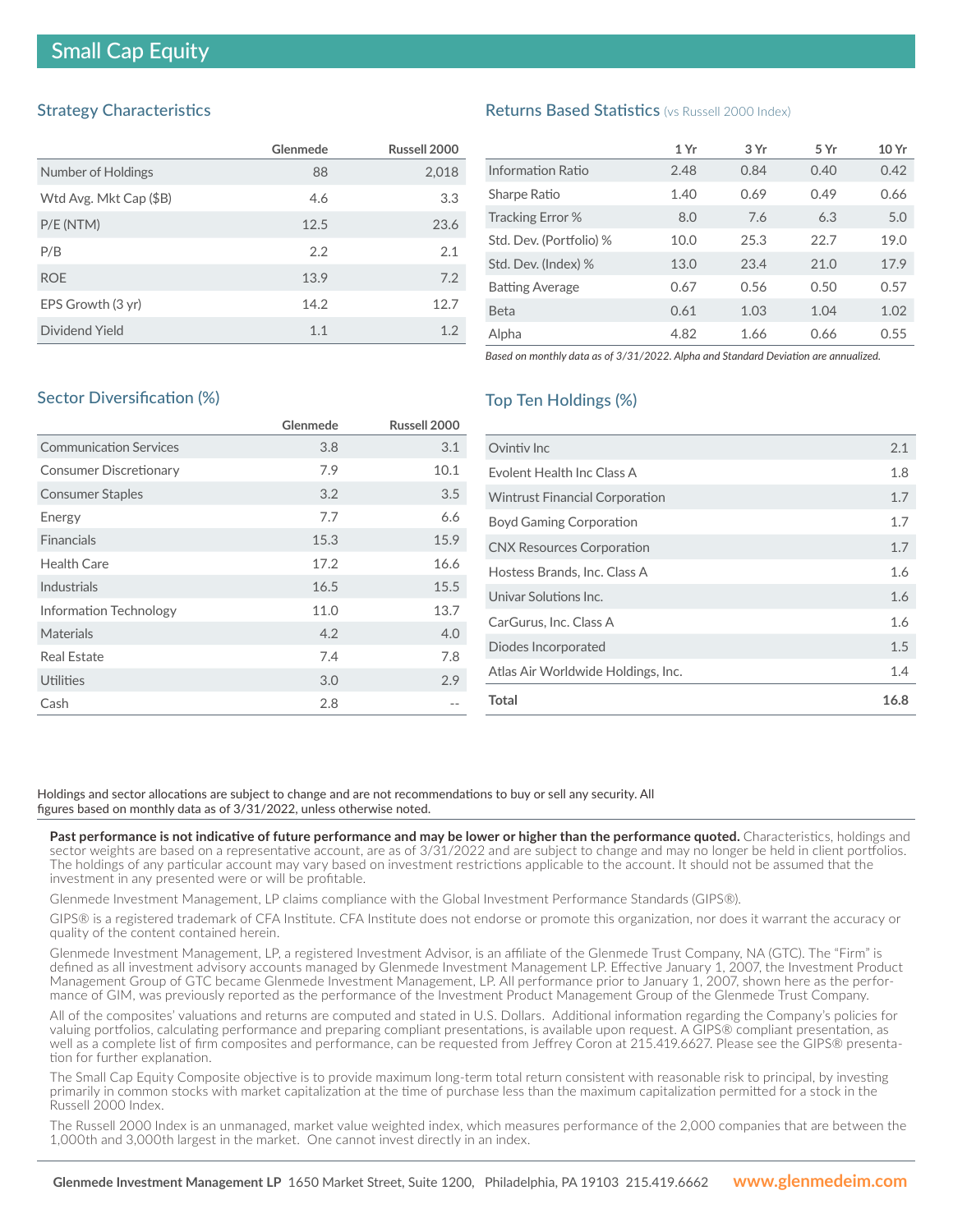# Small Cap Equity

## Strategy Characteristics

| | Glenmede | Russell 2000 |
|---|---|---|
| Number of Holdings | 88 | 2,018 |
| Wtd Avg. Mkt Cap ($B) | 4.6 | 3.3 |
| P/E (NTM) | 12.5 | 23.6 |
| P/B | 2.2 | 2.1 |
| ROE | 13.9 | 7.2 |
| EPS Growth (3 yr) | 14.2 | 12.7 |
| Dividend Yield | 1.1 | 1.2 |

## Returns Based Statistics (vs Russell 2000 Index)

| | 1 Yr | 3 Yr | 5 Yr | 10 Yr |
|---|---|---|---|---|
| Information Ratio | 2.48 | 0.84 | 0.40 | 0.42 |
| Sharpe Ratio | 1.40 | 0.69 | 0.49 | 0.66 |
| Tracking Error % | 8.0 | 7.6 | 6.3 | 5.0 |
| Std. Dev. (Portfolio) % | 10.0 | 25.3 | 22.7 | 19.0 |
| Std. Dev. (Index) % | 13.0 | 23.4 | 21.0 | 17.9 |
| Batting Average | 0.67 | 0.56 | 0.50 | 0.57 |
| Beta | 0.61 | 1.03 | 1.04 | 1.02 |
| Alpha | 4.82 | 1.66 | 0.66 | 0.55 |

*Based on monthly data as of 3/31/2022. Alpha and Standard Deviation are annualized.*

## Sector Diversification (%)

| | Glenmede | Russell 2000 |
|---|---|---|
| Communication Services | 3.8 | 3.1 |
| Consumer Discretionary | 7.9 | 10.1 |
| Consumer Staples | 3.2 | 3.5 |
| Energy | 7.7 | 6.6 |
| Financials | 15.3 | 15.9 |
| Health Care | 17.2 | 16.6 |
| Industrials | 16.5 | 15.5 |
| Information Technology | 11.0 | 13.7 |
| Materials | 4.2 | 4.0 |
| Real Estate | 7.4 | 7.8 |
| Utilities | 3.0 | 2.9 |
| Cash | 2.8 | -- |

## Top Ten Holdings (%)

| | |
|---|---|
| Ovintiv Inc | 2.1 |
| Evolent Health Inc Class A | 1.8 |
| Wintrust Financial Corporation | 1.7 |
| Boyd Gaming Corporation | 1.7 |
| CNX Resources Corporation | 1.7 |
| Hostess Brands, Inc. Class A | 1.6 |
| Univar Solutions Inc. | 1.6 |
| CarGurus, Inc. Class A | 1.6 |
| Diodes Incorporated | 1.5 |
| Atlas Air Worldwide Holdings, Inc. | 1.4 |
| **Total** | **16.8** |

Holdings and sector allocations are subject to change and are not recommendations to buy or sell any security. All figures based on monthly data as of 3/31/2022, unless otherwise noted.

**Past performance is not indicative of future performance and may be lower or higher than the performance quoted.** Characteristics, holdings and sector weights are based on a representative account, are as of 3/31/2022 and are subject to change and may no longer be held in client portfolios. The holdings of any particular account may vary based on investment restrictions applicable to the account. It should not be assumed that the investment in any presented were or will be profitable.

Glenmede Investment Management, LP claims compliance with the Global Investment Performance Standards (GIPS®).

GIPS® is a registered trademark of CFA Institute. CFA Institute does not endorse or promote this organization, nor does it warrant the accuracy or quality of the content contained herein.

Glenmede Investment Management, LP, a registered Investment Advisor, is an affiliate of the Glenmede Trust Company, NA (GTC). The "Firm" is defined as all investment advisory accounts managed by Glenmede Investment Management LP. Effective January 1, 2007, the Investment Product Management Group of GTC became Glenmede Investment Management, LP. All performance prior to January 1, 2007, shown here as the performance of GIM, was previously reported as the performance of the Investment Product Management Group of the Glenmede Trust Company.

All of the composites' valuations and returns are computed and stated in U.S. Dollars. Additional information regarding the Company's policies for valuing portfolios, calculating performance and preparing compliant presentations, is available upon request. A GIPS® compliant presentation, as well as a complete list of firm composites and performance, can be requested from Jeffrey Coron at 215.419.6627. Please see the GIPS® presentation for further explanation.

The Small Cap Equity Composite objective is to provide maximum long-term total return consistent with reasonable risk to principal, by investing primarily in common stocks with market capitalization at the time of purchase less than the maximum capitalization permitted for a stock in the Russell 2000 Index.

The Russell 2000 Index is an unmanaged, market value weighted index, which measures performance of the 2,000 companies that are between the 1,000th and 3,000th largest in the market. One cannot invest directly in an index.

**Glenmede Investment Management LP** 1650 Market Street, Suite 1200, Philadelphia, PA 19103 215.419.6662 **www.glenmedeim.com**